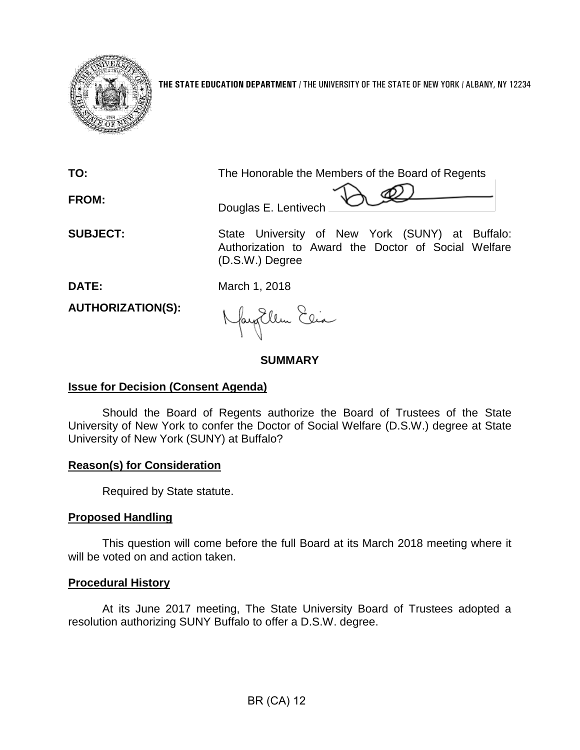**THE STATE EDUCATION DEPARTMENT** / THE UNIVERSITY OF THE STATE OF NEW YORK / ALBANY, NY 12234

**TO:** The Honorable the Members of the Board of Regents

**FROM:** Douglas E. Lentivech

**SUBJECT:** State University of New York (SUNY) at Buffalo: Authorization to Award the Doctor of Social Welfare (D.S.W.) Degree

**DATE:** March 1, 2018

**AUTHORIZATION(S):**

## SUMMARY

### Issue for Decision (Consent Agenda)

Should the Board of Regents authorize the Board of Trustees of the State University of New York to confer the Doctor of Social Welfare (D.S.W.) degree at State University of New York (SUNY) at Buffalo?

### Reason(s) for Consideration

Required by State statute.

### Proposed Handling

This question will come before the full Board at its March 2018 meeting where it will be voted on and action taken.

### Procedural History

At its June 2017 meeting, The State University Board of Trustees adopted a resolution authorizing SUNY Buffalo to offer a D.S.W. degree.

BR (CA) 12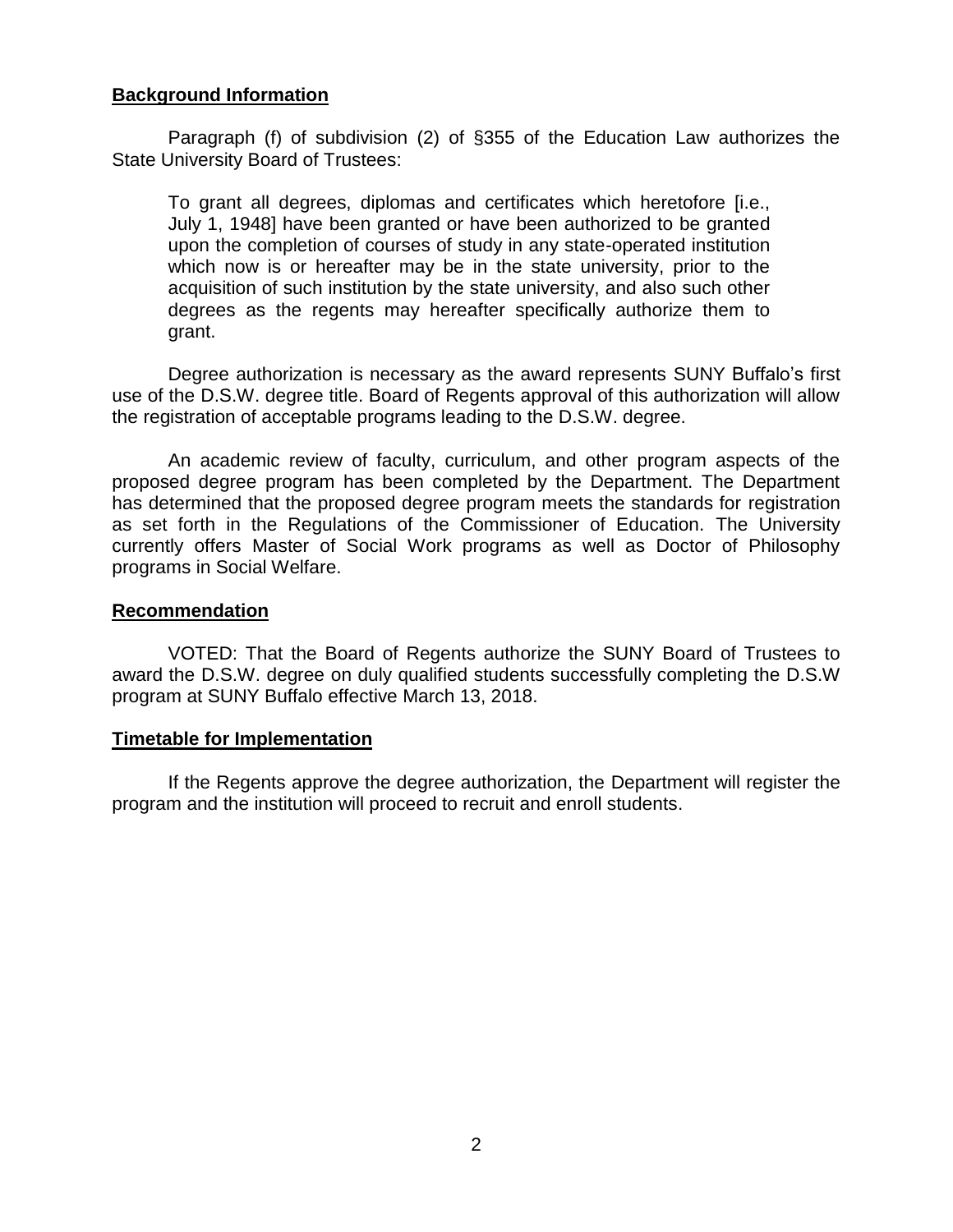## Background Information

Paragraph (f) of subdivision (2) of §355 of the Education Law authorizes the State University Board of Trustees:

> To grant all degrees, diplomas and certificates which heretofore [i.e., July 1, 1948] have been granted or have been authorized to be granted upon the completion of courses of study in any state-operated institution which now is or hereafter may be in the state university, prior to the acquisition of such institution by the state university, and also such other degrees as the regents may hereafter specifically authorize them to grant.

Degree authorization is necessary as the award represents SUNY Buffalo's first use of the D.S.W. degree title. Board of Regents approval of this authorization will allow the registration of acceptable programs leading to the D.S.W. degree.

An academic review of faculty, curriculum, and other program aspects of the proposed degree program has been completed by the Department. The Department has determined that the proposed degree program meets the standards for registration as set forth in the Regulations of the Commissioner of Education. The University currently offers Master of Social Work programs as well as Doctor of Philosophy programs in Social Welfare.

## Recommendation

VOTED: That the Board of Regents authorize the SUNY Board of Trustees to award the D.S.W. degree on duly qualified students successfully completing the D.S.W program at SUNY Buffalo effective March 13, 2018.

## Timetable for Implementation

If the Regents approve the degree authorization, the Department will register the program and the institution will proceed to recruit and enroll students.